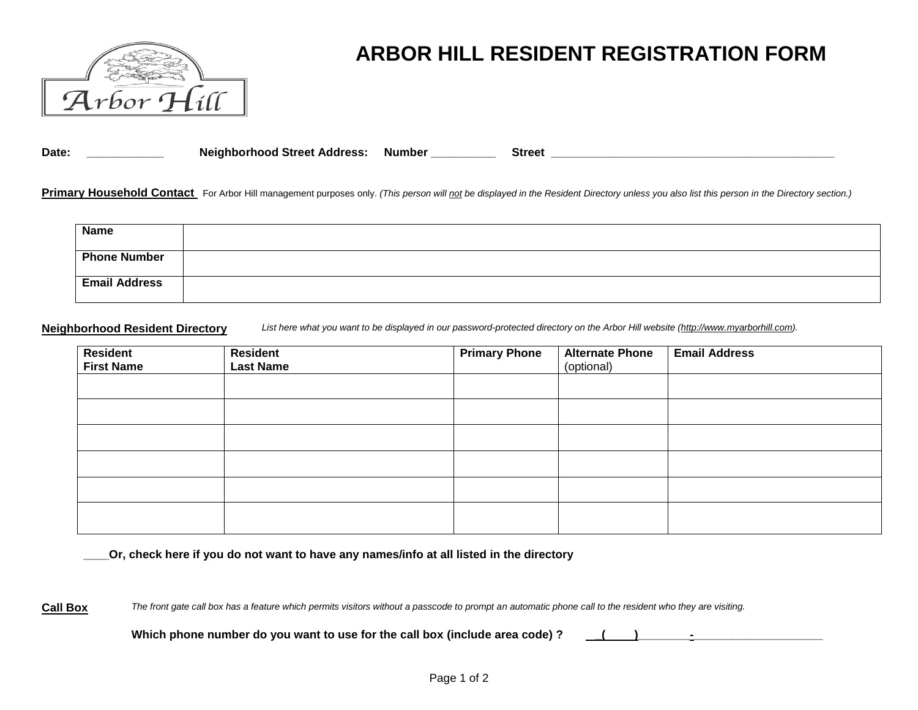# ARBOR HILL RESIDENT REGISTRATION FORM

**Date:** ____________ **Neighborhood Street Address:** **Number** __________ **Street** ______________________________________________

**Primary Household Contact** For Arbor Hill management purposes only. *(This person will not be displayed in the Resident Directory unless you also list this person in the Directory section.)*

| **Name** | |
|---|---|
| **Phone Number** | |
| **Email Address** | |

**Neighborhood Resident Directory** *List here what you want to be displayed in our password-protected directory on the Arbor Hill website (http://www.myarborhill.com).*

| **Resident First Name** | **Resident Last Name** | **Primary Phone** | **Alternate Phone** (optional) | **Email Address** |
|---|---|---|---|---|
| | | | | |
| | | | | |
| | | | | |
| | | | | |
| | | | | |
| | | | | |

____**Or, check here if you do not want to have any names/info at all listed in the directory**

**Call Box** *The front gate call box has a feature which permits visitors without a passcode to prompt an automatic phone call to the resident who they are visiting.*

**Which phone number do you want to use for the call box (include area code) ?** __(____)_______-___________________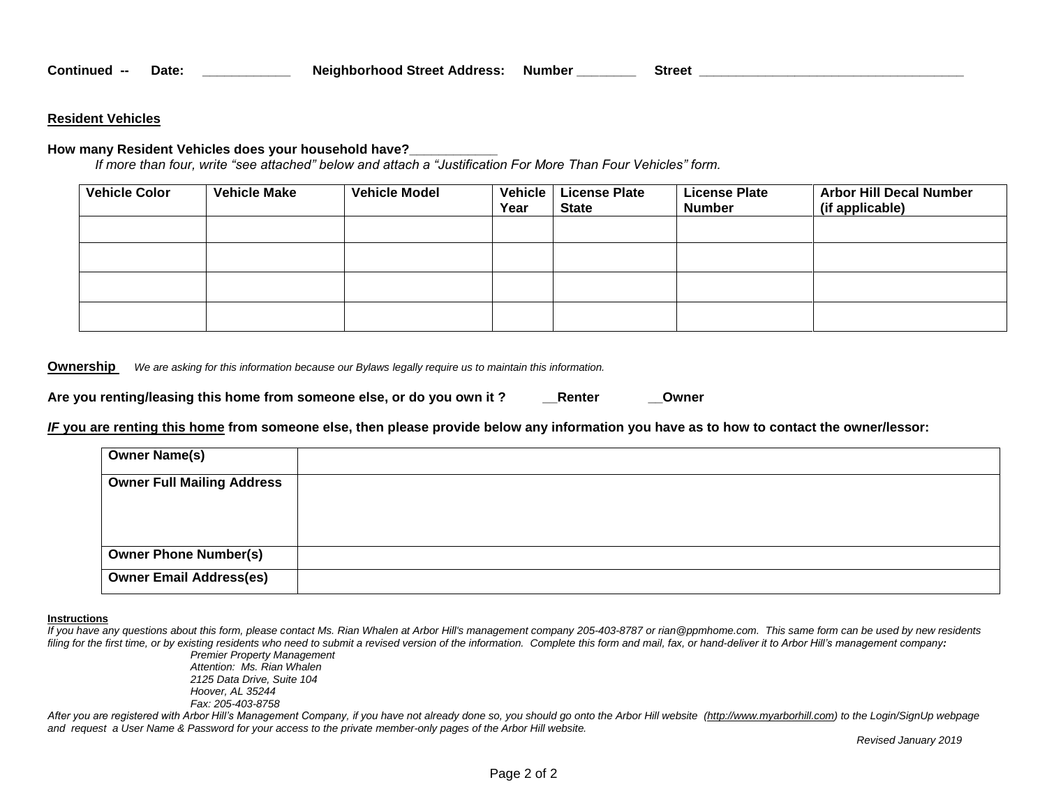**Continued --** **Date:** ____________ **Neighborhood Street Address:** **Number** ________ **Street** ____________________________________

## Resident Vehicles

**How many Resident Vehicles does your household have?**____________

*If more than four, write "see attached" below and attach a "Justification For More Than Four Vehicles" form.*

| Vehicle Color | Vehicle Make | Vehicle Model | Vehicle Year | License Plate State | License Plate Number | Arbor Hill Decal Number (if applicable) |
|---|---|---|---|---|---|---|
| | | | | | | |
| | | | | | | |
| | | | | | | |
| | | | | | | |

## Ownership

*We are asking for this information because our Bylaws legally require us to maintain this information.*

**Are you renting/leasing this home from someone else, or do you own it ?** __**Renter** __**Owner**

***IF*** **you are renting this home from someone else, then please provide below any information you have as to how to contact the owner/lessor:**

| Owner Name(s) | |
|---|---|
| **Owner Full Mailing Address** | |
| **Owner Phone Number(s)** | |
| **Owner Email Address(es)** | |

**Instructions**

*If you have any questions about this form, please contact Ms. Rian Whalen at Arbor Hill's management company 205-403-8787 or rian@ppmhome.com. This same form can be used by new residents filing for the first time, or by existing residents who need to submit a revised version of the information. Complete this form and mail, fax, or hand-deliver it to Arbor Hill's management company:*

*Premier Property Management*
*Attention: Ms. Rian Whalen*
*2125 Data Drive, Suite 104*
*Hoover, AL 35244*
*Fax: 205-403-8758*

*After you are registered with Arbor Hill's Management Company, if you have not already done so, you should go onto the Arbor Hill website (http://www.myarborhill.com) to the Login/SignUp webpage and request a User Name & Password for your access to the private member-only pages of the Arbor Hill website.*

*Revised January 2019*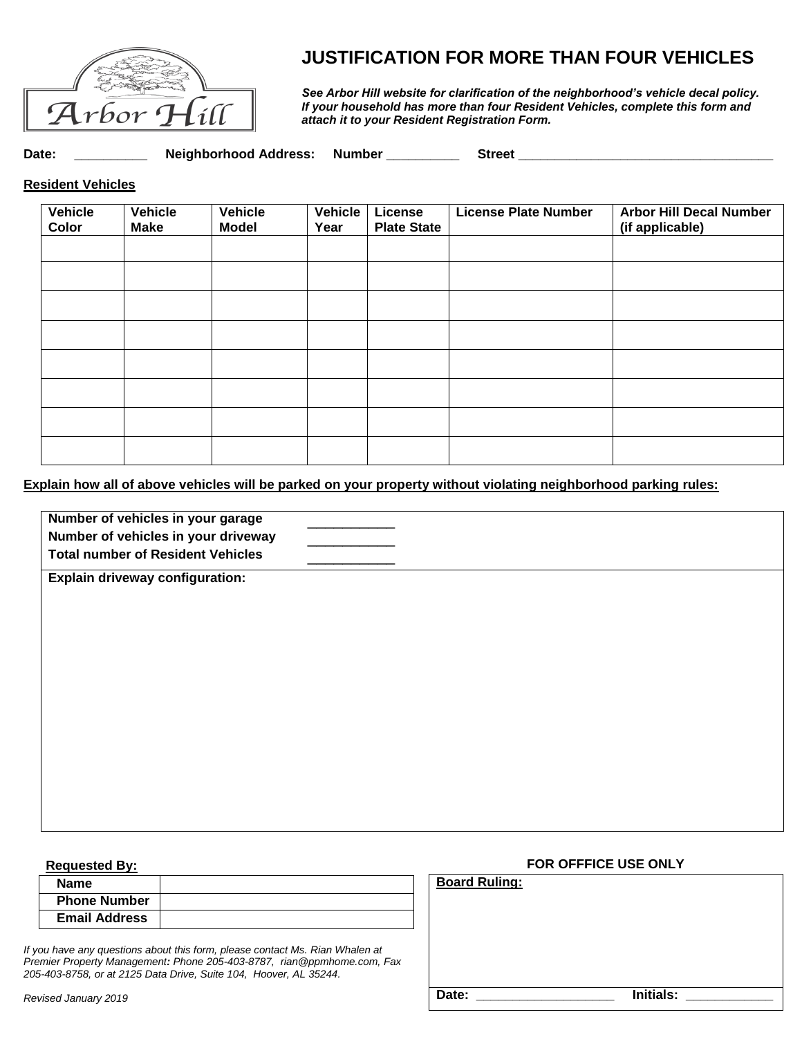Arbor Hill

# JUSTIFICATION FOR MORE THAN FOUR VEHICLES

***See Arbor Hill website for clarification of the neighborhood's vehicle decal policy. If your household has more than four Resident Vehicles, complete this form and attach it to your Resident Registration Form.***

**Date:** __________ **Neighborhood Address:** **Number** __________ **Street** ____________________________________

**Resident Vehicles**

| Vehicle Color | Vehicle Make | Vehicle Model | Vehicle Year | License Plate State | License Plate Number | Arbor Hill Decal Number (if applicable) |
|---|---|---|---|---|---|---|
| | | | | | | |
| | | | | | | |
| | | | | | | |
| | | | | | | |
| | | | | | | |
| | | | | | | |
| | | | | | | |
| | | | | | | |

**Explain how all of above vehicles will be parked on your property without violating neighborhood parking rules:**

**Number of vehicles in your garage** ____________

**Number of vehicles in your driveway** ____________

**Total number of Resident Vehicles** ____________

**Explain driveway configuration:**

**Requested By:**

| | |
|---|---|
| **Name** | |
| **Phone Number** | |
| **Email Address** | |

*If you have any questions about this form, please contact Ms. Rian Whalen at Premier Property Management: Phone 205-403-8787, rian@ppmhome.com, Fax 205-403-8758, or at 2125 Data Drive, Suite 104, Hoover, AL 35244.*

*Revised January 2019*

**FOR OFFFICE USE ONLY**

**Board Ruling:**

**Date:** ____________________ **Initials:** _____________